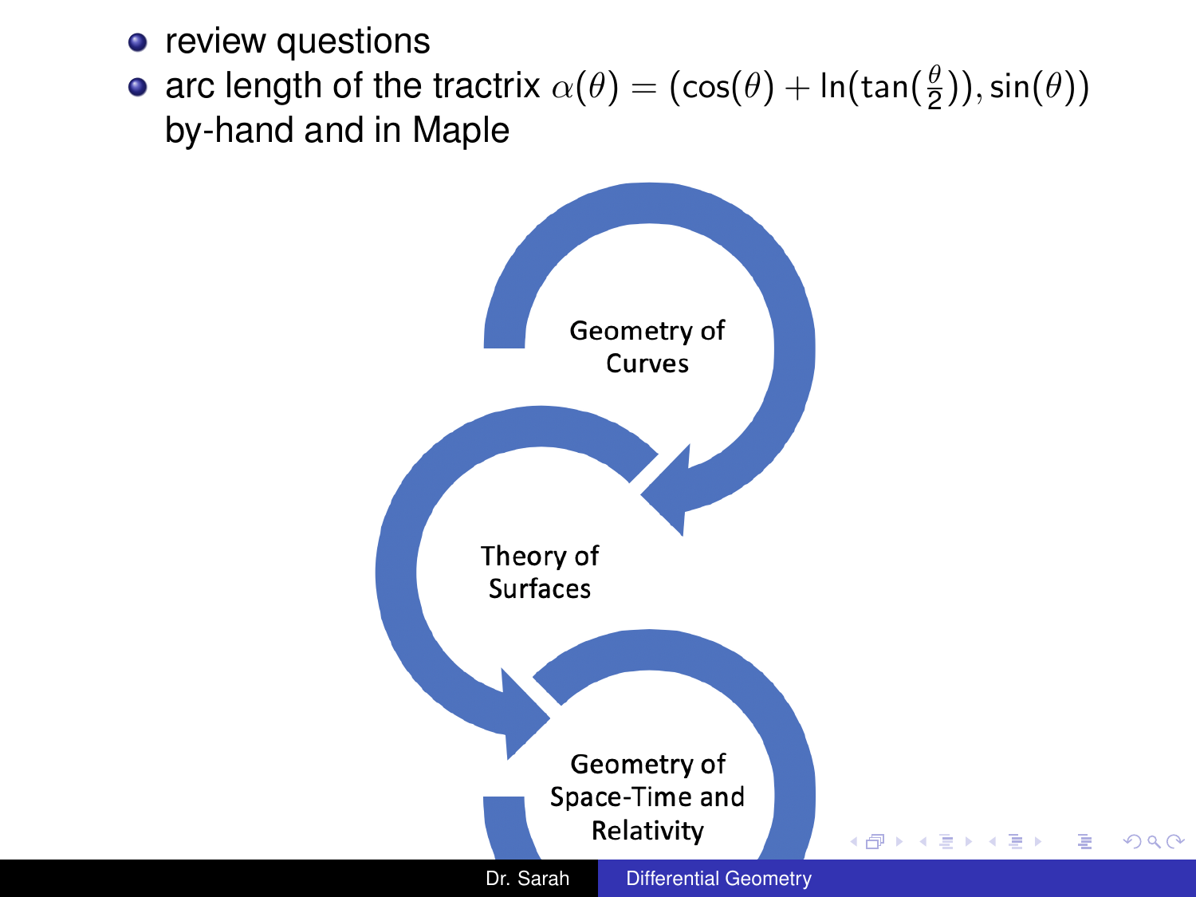- review questions
- arc length of the tractrix $\alpha(\theta) = (\cos(\theta) + \ln(\tan(\frac{\theta}{2})), \sin(\theta))$ by-hand and in Maple

Geometry of Curves

Theory of Surfaces

Geometry of Space-Time and Relativity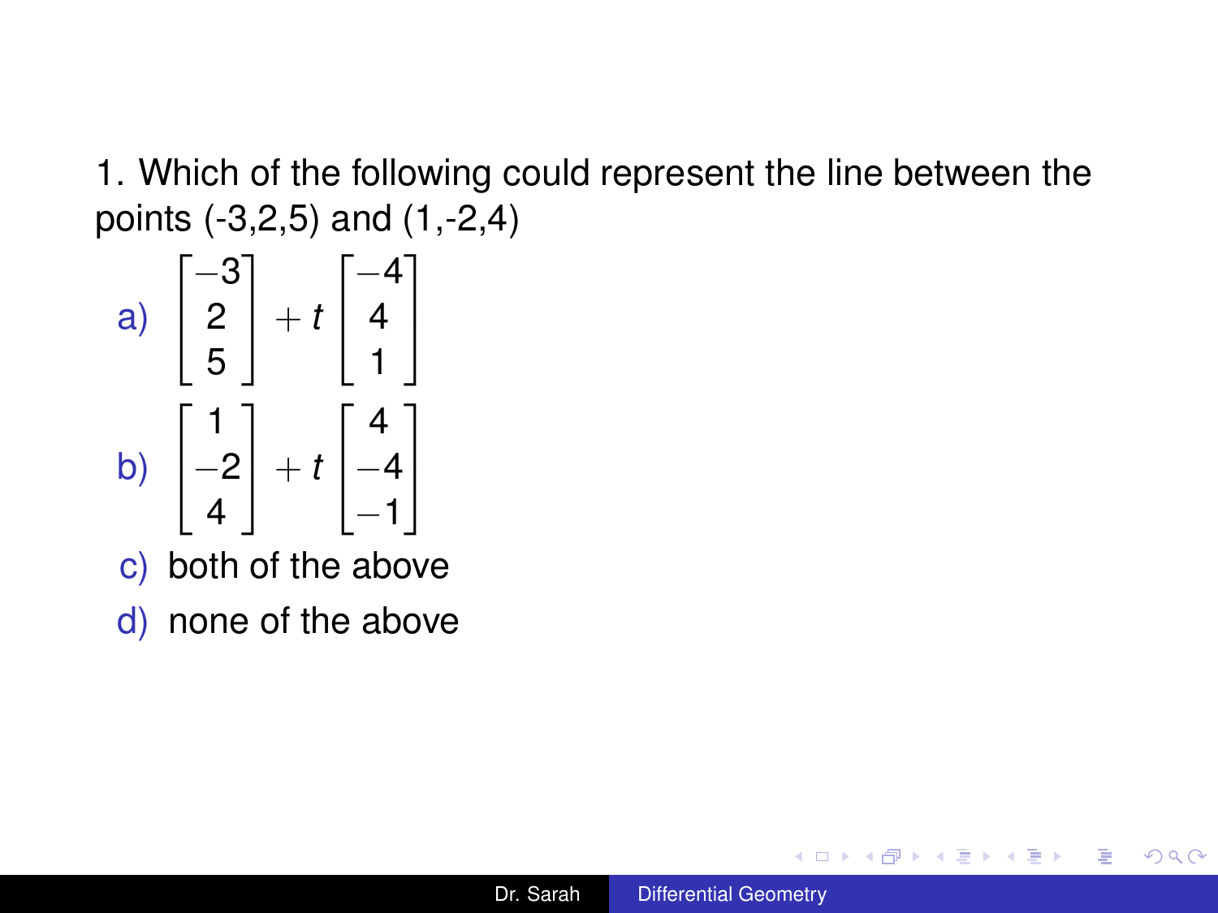1. Which of the following could represent the line between the points (-3,2,5) and (1,-2,4)

a) $\begin{bmatrix} -3 \\ 2 \\ 5 \end{bmatrix} + t \begin{bmatrix} -4 \\ 4 \\ 1 \end{bmatrix}$

b) $\begin{bmatrix} 1 \\ -2 \\ 4 \end{bmatrix} + t \begin{bmatrix} 4 \\ -4 \\ -1 \end{bmatrix}$

c) both of the above

d) none of the above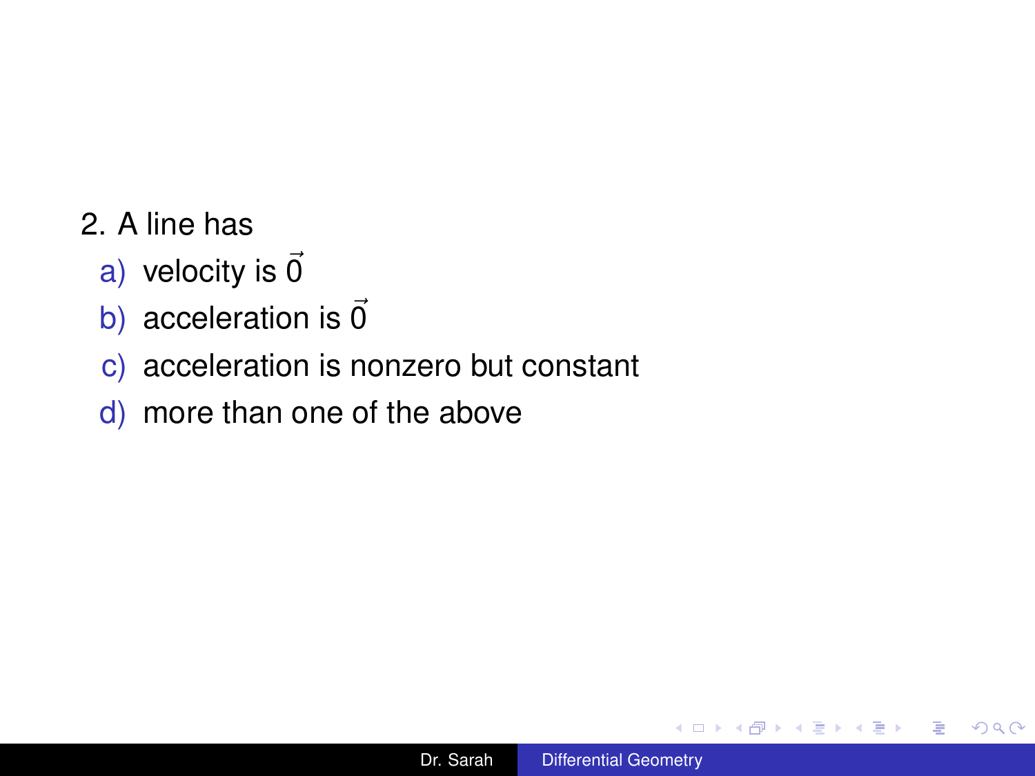2. A line has

a) velocity is $\vec{0}$

b) acceleration is $\vec{0}$

c) acceleration is nonzero but constant

d) more than one of the above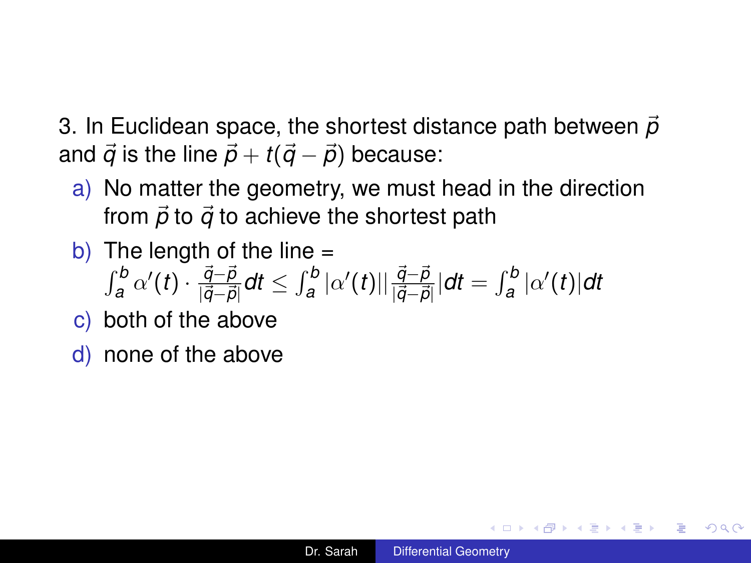3. In Euclidean space, the shortest distance path between $\vec{p}$ and $\vec{q}$ is the line $\vec{p} + t(\vec{q} - \vec{p})$ because:

a) No matter the geometry, we must head in the direction from $\vec{p}$ to $\vec{q}$ to achieve the shortest path

b) The length of the line = $\int_a^b \alpha'(t) \cdot \frac{\vec{q}-\vec{p}}{|\vec{q}-\vec{p}|} dt \leq \int_a^b |\alpha'(t)| |\frac{\vec{q}-\vec{p}}{|\vec{q}-\vec{p}|}| dt = \int_a^b |\alpha'(t)| dt$

c) both of the above

d) none of the above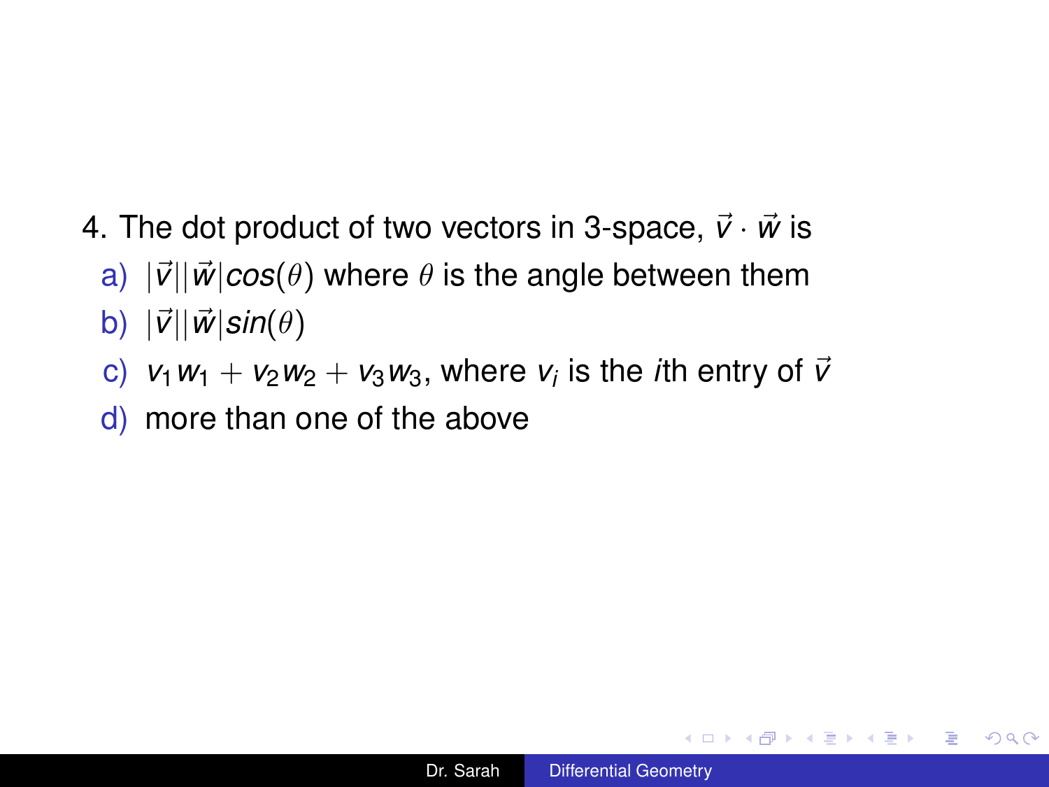4. The dot product of two vectors in 3-space, $\vec{v} \cdot \vec{w}$ is

a) $|\vec{v}||\vec{w}|cos(\theta)$ where $\theta$ is the angle between them

b) $|\vec{v}||\vec{w}|sin(\theta)$

c) $v_1 w_1 + v_2 w_2 + v_3 w_3$, where $v_i$ is the *i*th entry of $\vec{v}$

d) more than one of the above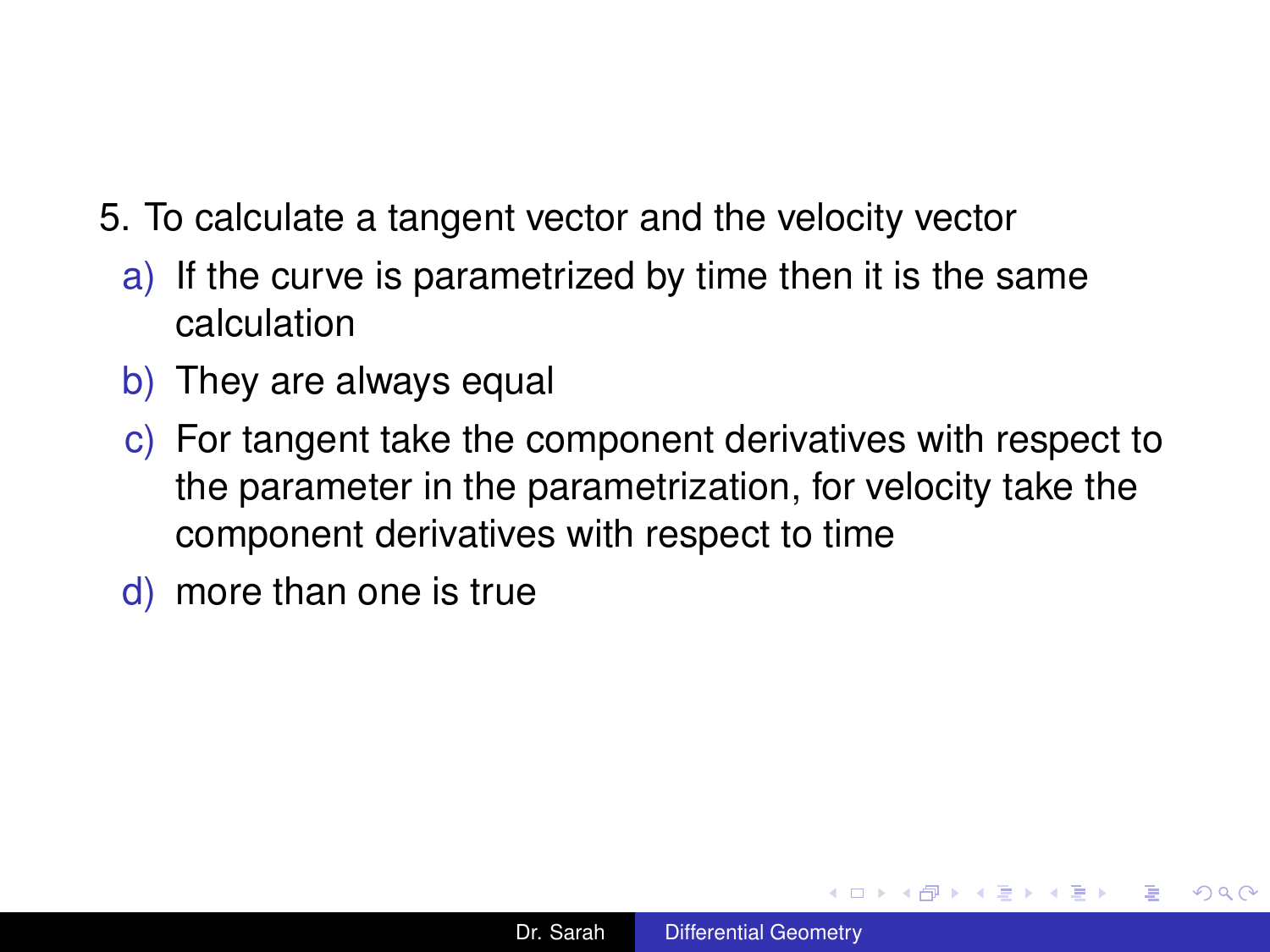5. To calculate a tangent vector and the velocity vector

   a) If the curve is parametrized by time then it is the same calculation

   b) They are always equal

   c) For tangent take the component derivatives with respect to the parameter in the parametrization, for velocity take the component derivatives with respect to time

   d) more than one is true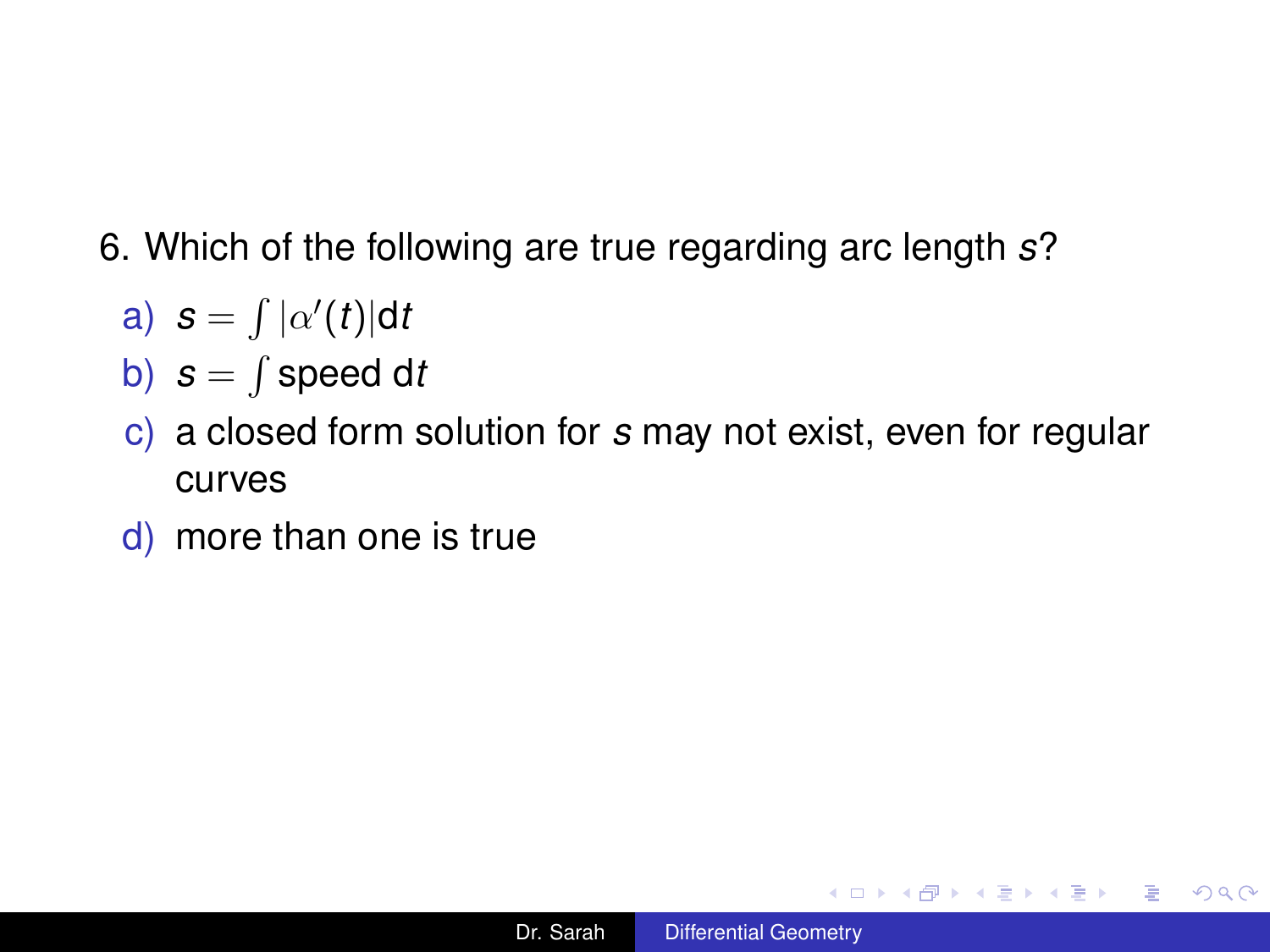6. Which of the following are true regarding arc length $s$?

a) $s = \int |\alpha'(t)| \mathrm{d}t$

b) $s = \int \text{speed } \mathrm{d}t$

c) a closed form solution for $s$ may not exist, even for regular curves

d) more than one is true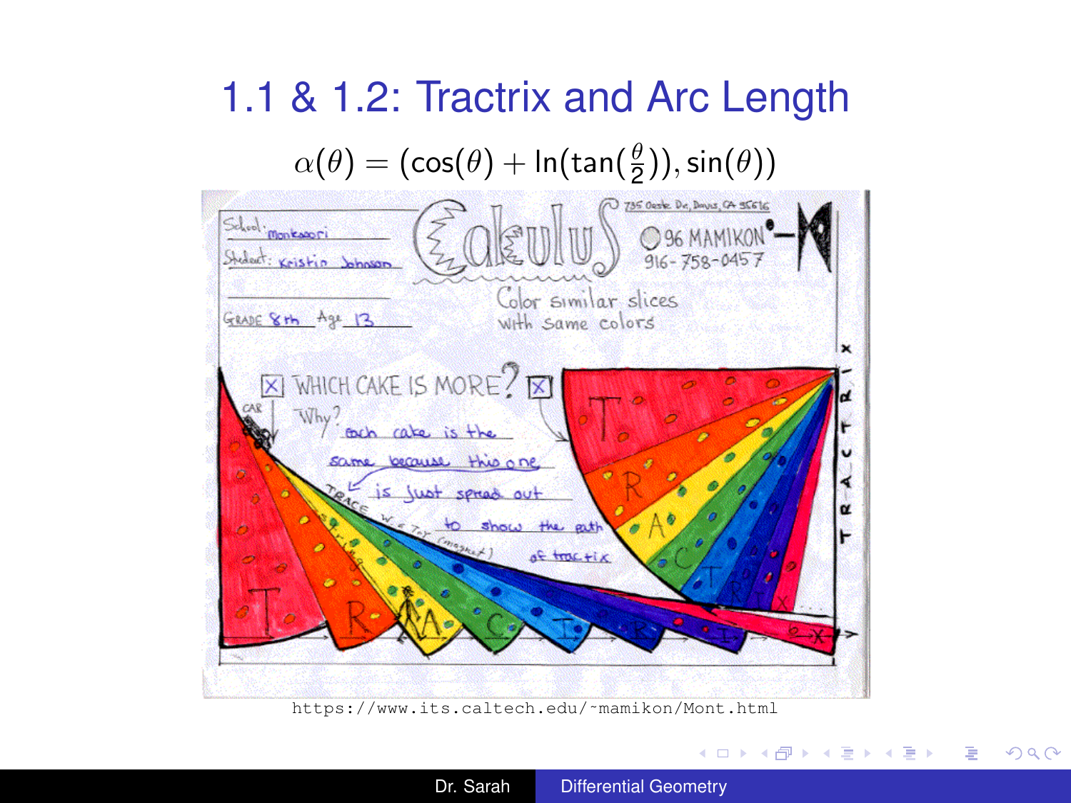# 1.1 & 1.2: Tractrix and Arc Length

$$\alpha(\theta) = (\cos(\theta) + \ln(\tan(\frac{\theta}{2})), \sin(\theta))$$

https://www.its.caltech.edu/~mamikon/Mont.html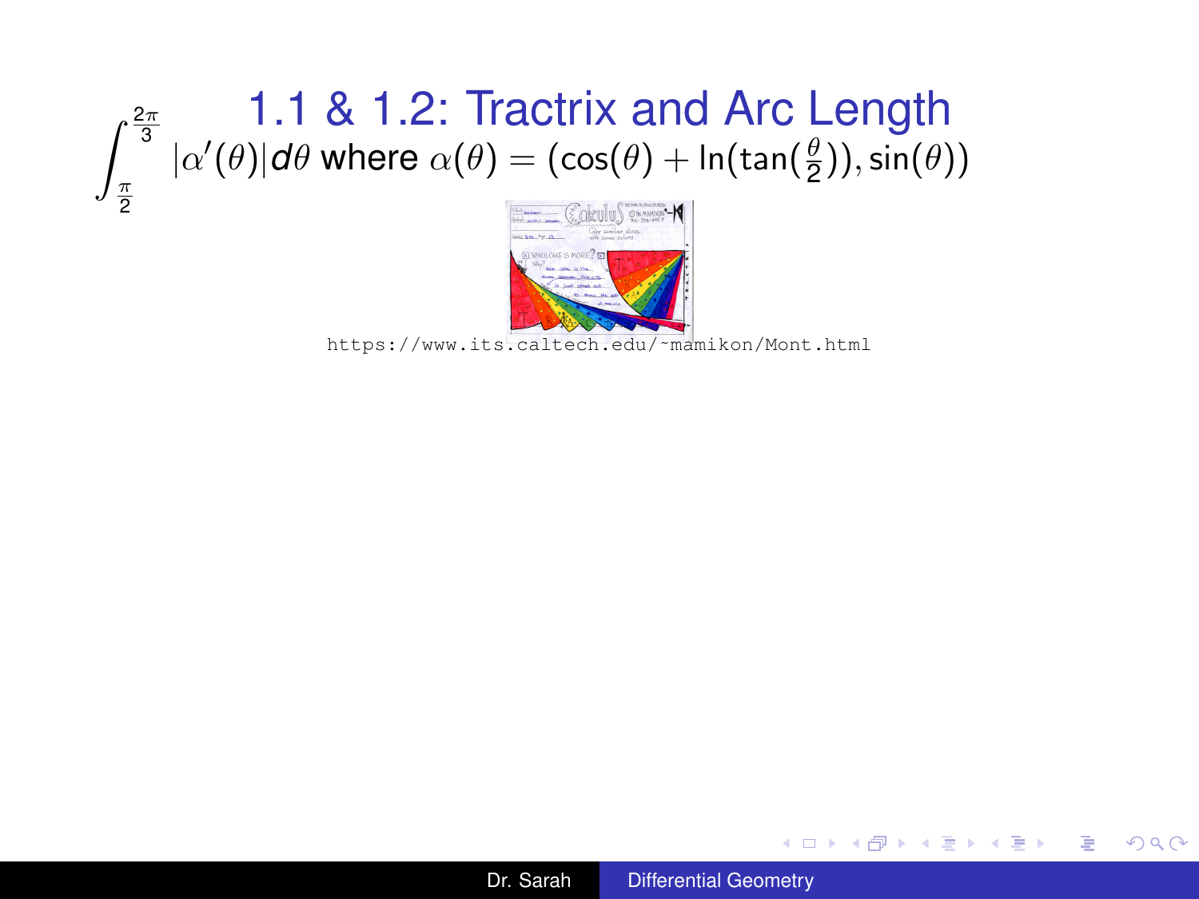# 1.1 & 1.2: Tractrix and Arc Length

$$\int_{\frac{\pi}{2}}^{\frac{2\pi}{3}} |\alpha'(\theta)| d\theta \text{ where } \alpha(\theta) = (\cos(\theta) + \ln(\tan(\tfrac{\theta}{2})), \sin(\theta))$$

https://www.its.caltech.edu/~mamikon/Mont.html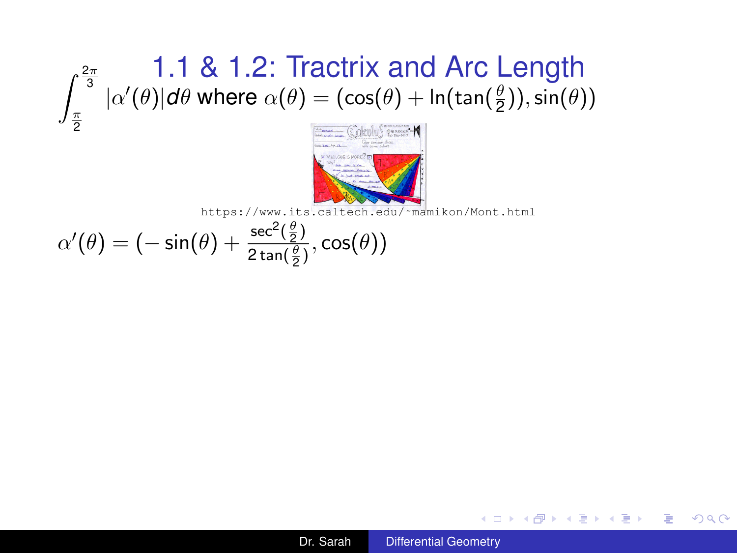# 1.1 & 1.2: Tractrix and Arc Length

$$\int_{\frac{\pi}{2}}^{\frac{2\pi}{3}} |\alpha'(\theta)| d\theta \text{ where } \alpha(\theta) = (\cos(\theta) + \ln(\tan(\tfrac{\theta}{2})), \sin(\theta))$$

https://www.its.caltech.edu/~mamikon/Mont.html

$$\alpha'(\theta) = (-\sin(\theta) + \frac{\sec^2(\frac{\theta}{2})}{2\tan(\frac{\theta}{2})}, \cos(\theta))$$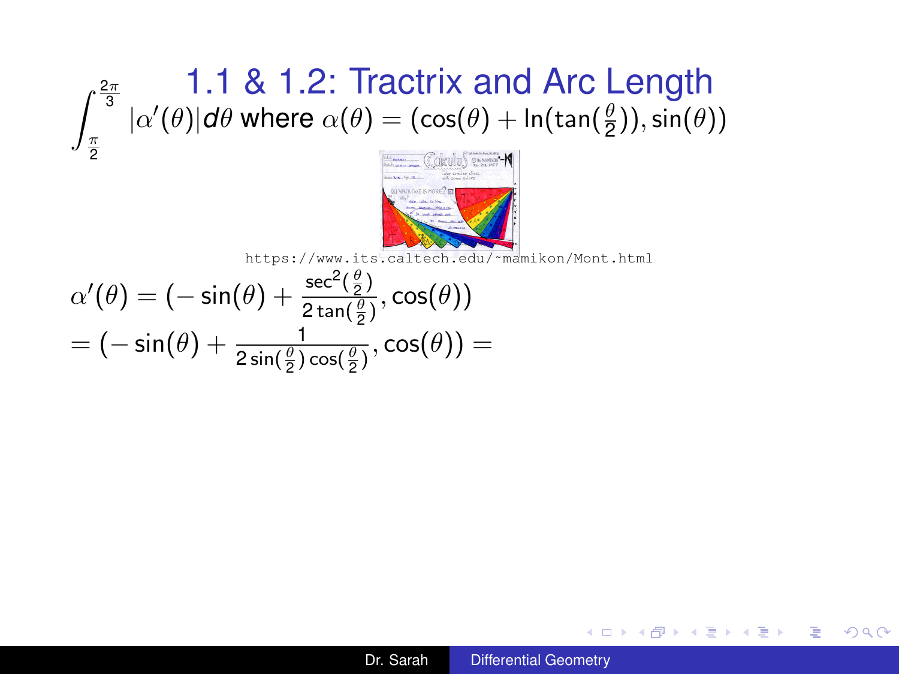# 1.1 & 1.2: Tractrix and Arc Length

$$\int_{\frac{\pi}{2}}^{\frac{2\pi}{3}} |\alpha'(\theta)| d\theta \text{ where } \alpha(\theta) = (\cos(\theta) + \ln(\tan(\tfrac{\theta}{2})), \sin(\theta))$$

https://www.its.caltech.edu/~mamikon/Mont.html

$$\alpha'(\theta) = (-\sin(\theta) + \frac{\sec^2(\frac{\theta}{2})}{2\tan(\frac{\theta}{2})}, \cos(\theta))$$

$$= (-\sin(\theta) + \frac{1}{2\sin(\frac{\theta}{2})\cos(\frac{\theta}{2})}, \cos(\theta)) =$$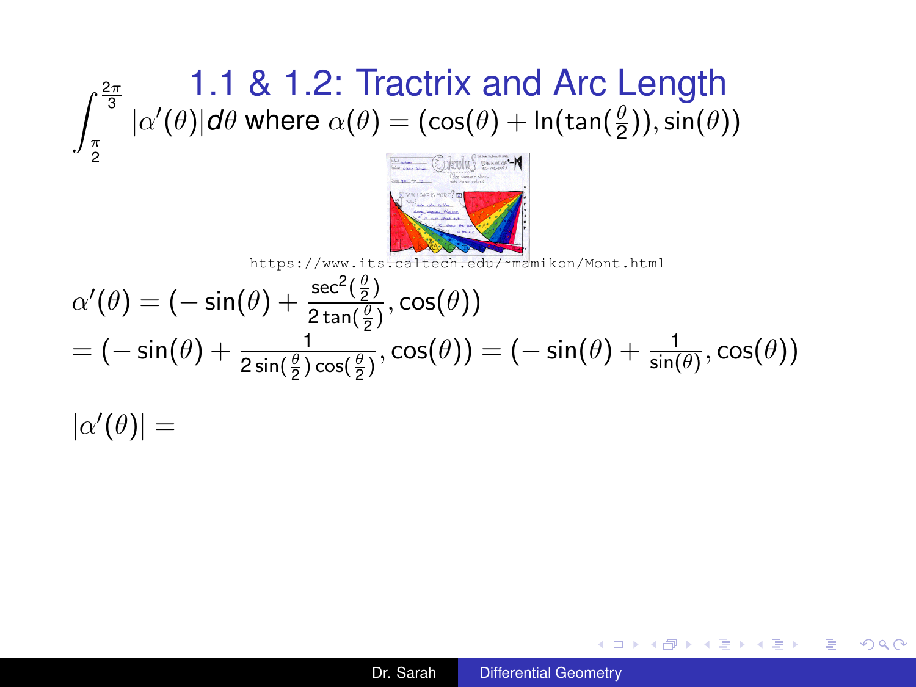# 1.1 & 1.2: Tractrix and Arc Length

$$\int_{\frac{\pi}{2}}^{\frac{2\pi}{3}} |\alpha'(\theta)| d\theta \text{ where } \alpha(\theta) = (\cos(\theta) + \ln(\tan(\tfrac{\theta}{2})), \sin(\theta))$$

https://www.its.caltech.edu/~mamikon/Mont.html

$$\alpha'(\theta) = (-\sin(\theta) + \frac{\sec^2(\frac{\theta}{2})}{2\tan(\frac{\theta}{2})}, \cos(\theta))$$

$$= (-\sin(\theta) + \frac{1}{2\sin(\frac{\theta}{2})\cos(\frac{\theta}{2})}, \cos(\theta)) = (-\sin(\theta) + \frac{1}{\sin(\theta)}, \cos(\theta))$$

$$|\alpha'(\theta)| =$$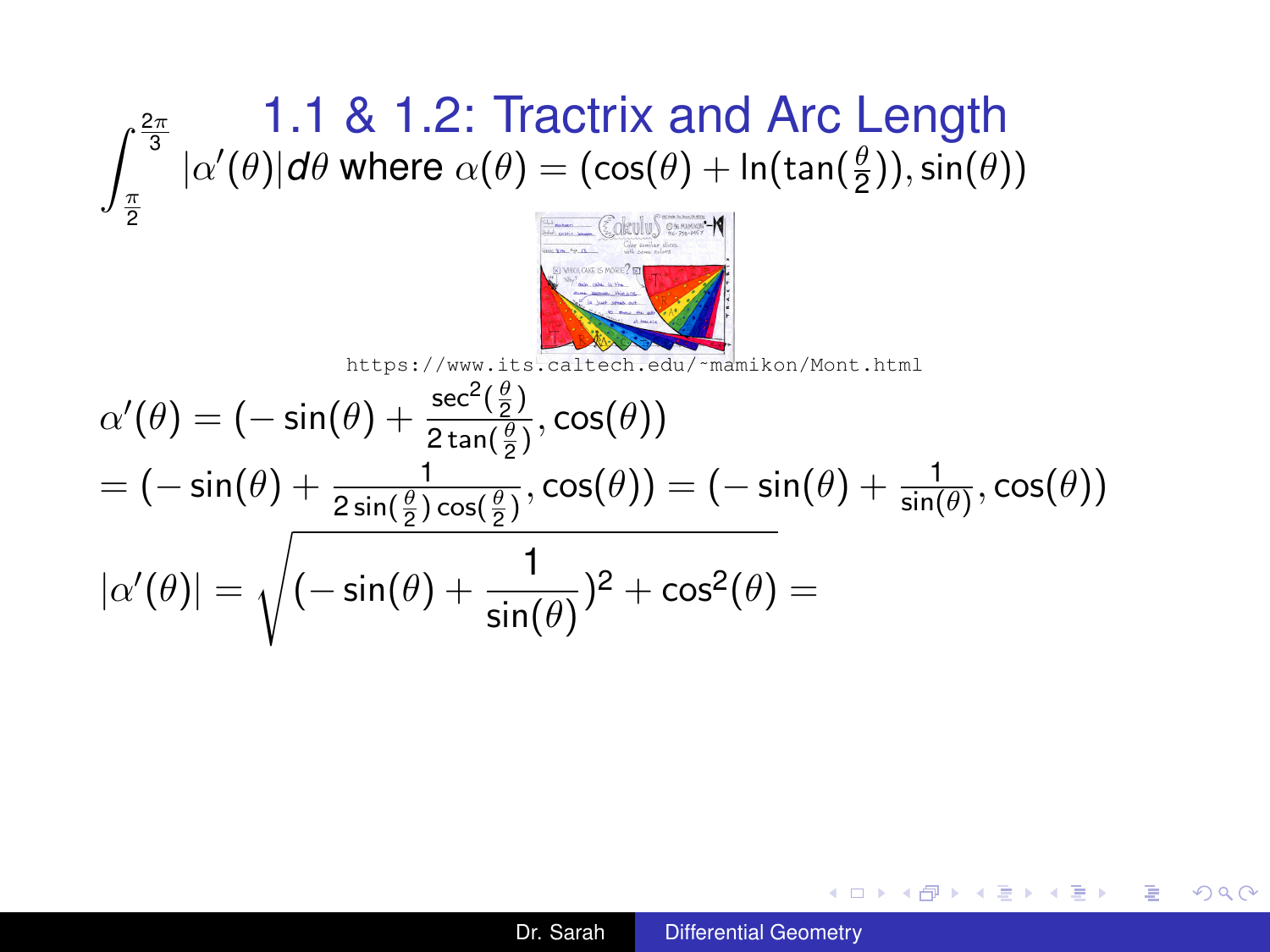# 1.1 & 1.2: Tractrix and Arc Length

$$\int_{\frac{\pi}{2}}^{\frac{2\pi}{3}} |\alpha'(\theta)| d\theta \text{ where } \alpha(\theta) = (\cos(\theta) + \ln(\tan(\tfrac{\theta}{2})), \sin(\theta))$$

https://www.its.caltech.edu/~mamikon/Mont.html

$$\alpha'(\theta) = (-\sin(\theta) + \frac{\sec^2(\frac{\theta}{2})}{2\tan(\frac{\theta}{2})}, \cos(\theta))$$

$$= (-\sin(\theta) + \frac{1}{2\sin(\frac{\theta}{2})\cos(\frac{\theta}{2})}, \cos(\theta)) = (-\sin(\theta) + \frac{1}{\sin(\theta)}, \cos(\theta))$$

$$|\alpha'(\theta)| = \sqrt{(-\sin(\theta) + \frac{1}{\sin(\theta)})^2 + \cos^2(\theta)} =$$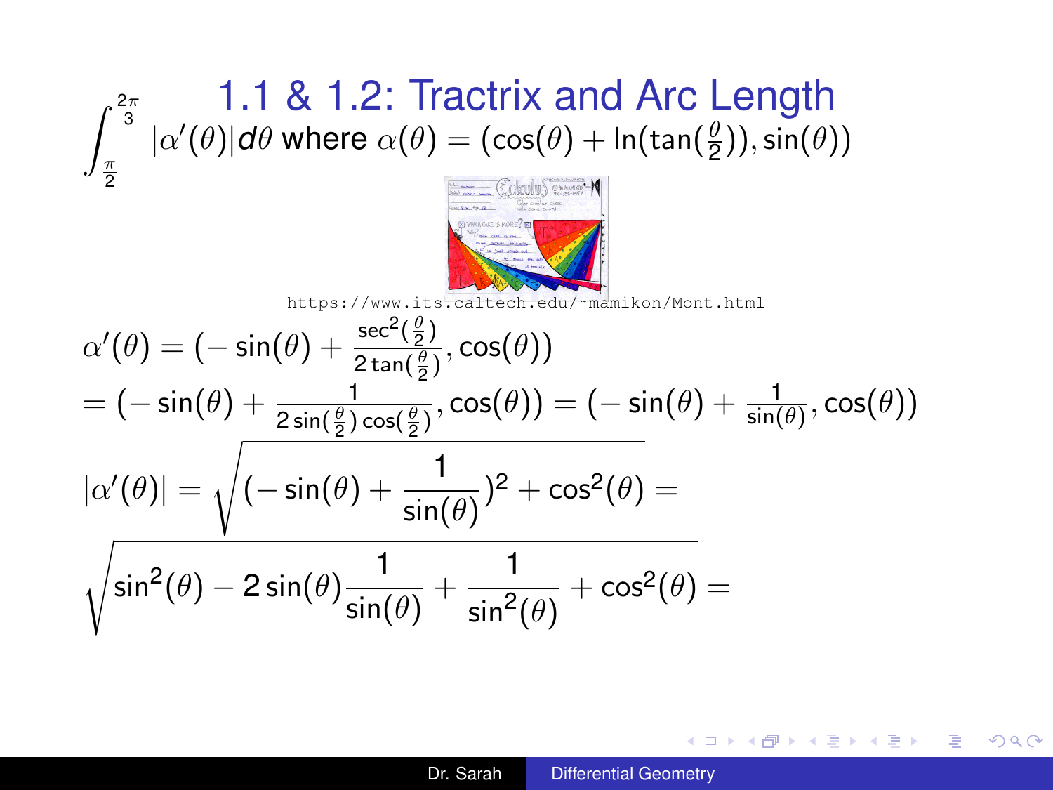# 1.1 & 1.2: Tractrix and Arc Length

$$\int_{\frac{\pi}{2}}^{\frac{2\pi}{3}} |\alpha'(\theta)| d\theta \text{ where } \alpha(\theta) = (\cos(\theta) + \ln(\tan(\tfrac{\theta}{2})), \sin(\theta))$$

https://www.its.caltech.edu/~mamikon/Mont.html

$$\alpha'(\theta) = (-\sin(\theta) + \frac{\sec^2(\frac{\theta}{2})}{2\tan(\frac{\theta}{2})}, \cos(\theta))$$

$$= (-\sin(\theta) + \frac{1}{2\sin(\frac{\theta}{2})\cos(\frac{\theta}{2})}, \cos(\theta)) = (-\sin(\theta) + \frac{1}{\sin(\theta)}, \cos(\theta))$$

$$|\alpha'(\theta)| = \sqrt{(-\sin(\theta) + \frac{1}{\sin(\theta)})^2 + \cos^2(\theta)} =$$

$$\sqrt{\sin^2(\theta) - 2\sin(\theta)\frac{1}{\sin(\theta)} + \frac{1}{\sin^2(\theta)} + \cos^2(\theta)} =$$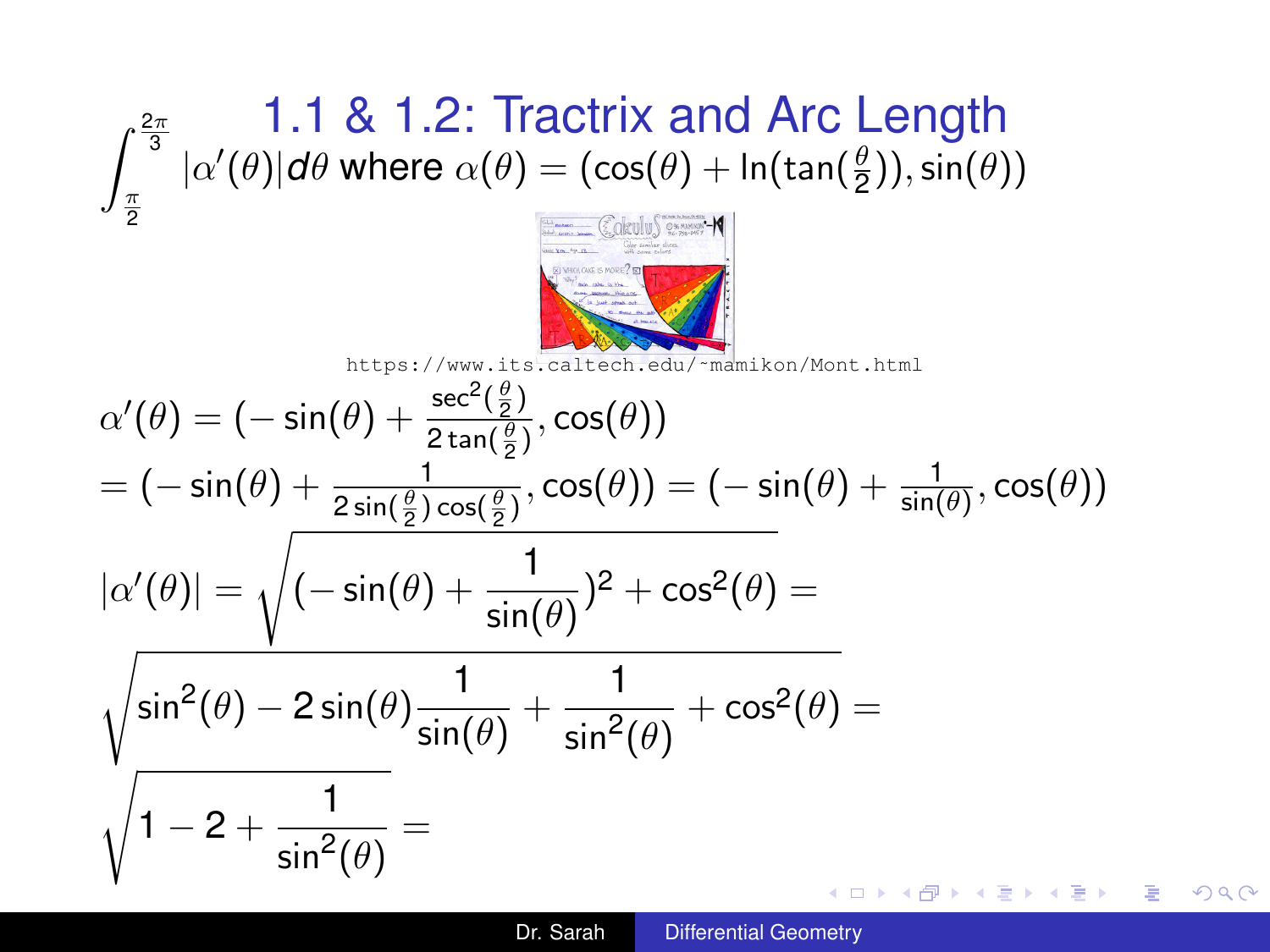# 1.1 & 1.2: Tractrix and Arc Length

$\int_{\frac{\pi}{2}}^{\frac{2\pi}{3}} |\alpha'(\theta)| d\theta$ where $\alpha(\theta) = (\cos(\theta) + \ln(\tan(\frac{\theta}{2})), \sin(\theta))$

https://www.its.caltech.edu/~mamikon/Mont.html

$$\alpha'(\theta) = (-\sin(\theta) + \frac{\sec^2(\frac{\theta}{2})}{2\tan(\frac{\theta}{2})}, \cos(\theta))$$

$$= (-\sin(\theta) + \frac{1}{2\sin(\frac{\theta}{2})\cos(\frac{\theta}{2})}, \cos(\theta)) = (-\sin(\theta) + \frac{1}{\sin(\theta)}, \cos(\theta))$$

$$|\alpha'(\theta)| = \sqrt{(-\sin(\theta) + \frac{1}{\sin(\theta)})^2 + \cos^2(\theta)} =$$

$$\sqrt{\sin^2(\theta) - 2\sin(\theta)\frac{1}{\sin(\theta)} + \frac{1}{\sin^2(\theta)} + \cos^2(\theta)} =$$

$$\sqrt{1 - 2 + \frac{1}{\sin^2(\theta)}} =$$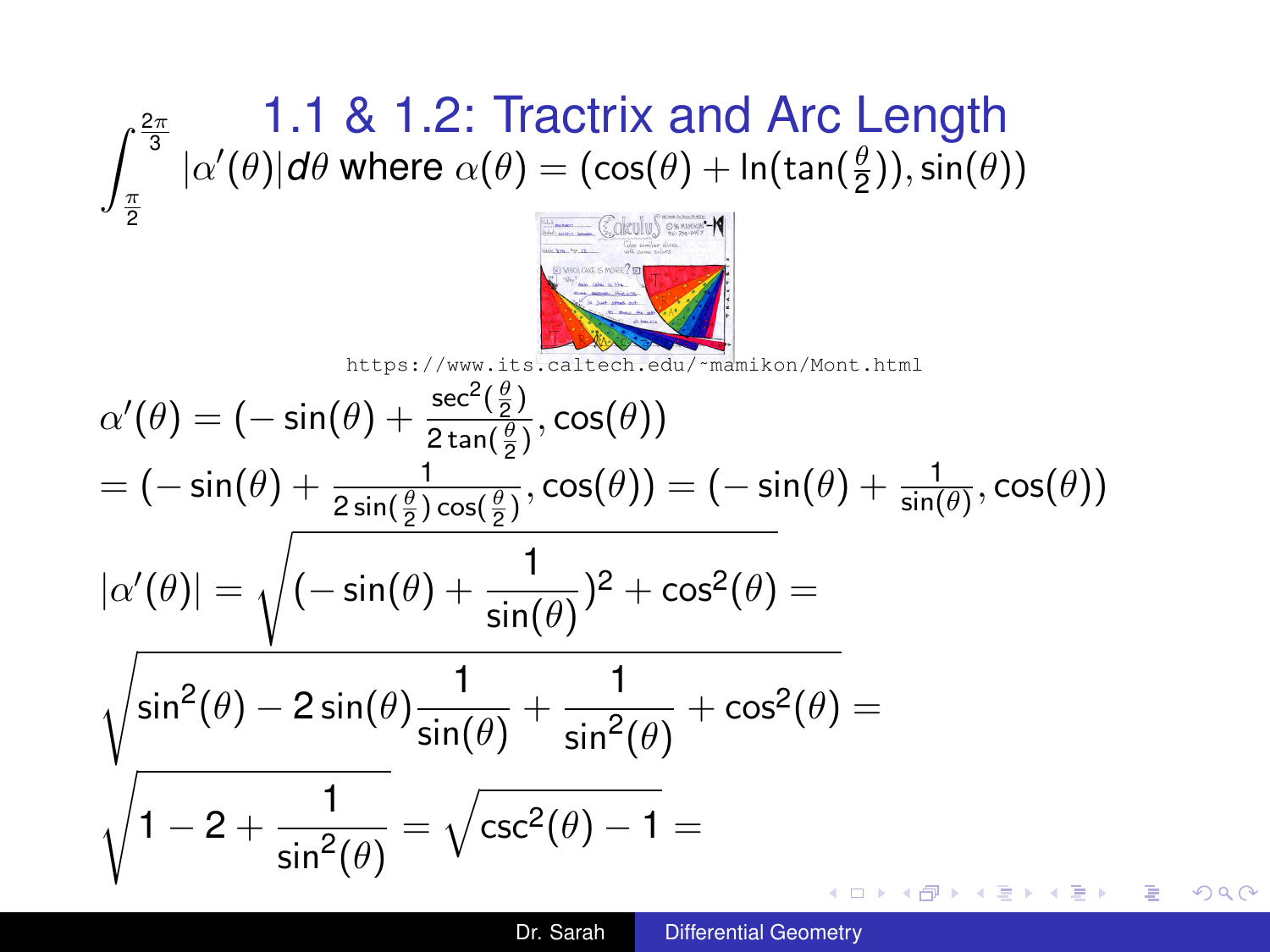# 1.1 & 1.2: Tractrix and Arc Length

$$\int_{\frac{\pi}{2}}^{\frac{2\pi}{3}} |\alpha'(\theta)| d\theta \text{ where } \alpha(\theta) = (\cos(\theta) + \ln(\tan(\tfrac{\theta}{2})), \sin(\theta))$$

https://www.its.caltech.edu/~mamikon/Mont.html

$$\alpha'(\theta) = (-\sin(\theta) + \frac{\sec^2(\frac{\theta}{2})}{2\tan(\frac{\theta}{2})}, \cos(\theta))$$

$$= (-\sin(\theta) + \frac{1}{2\sin(\frac{\theta}{2})\cos(\frac{\theta}{2})}, \cos(\theta)) = (-\sin(\theta) + \frac{1}{\sin(\theta)}, \cos(\theta))$$

$$|\alpha'(\theta)| = \sqrt{(-\sin(\theta) + \frac{1}{\sin(\theta)})^2 + \cos^2(\theta)} =$$

$$\sqrt{\sin^2(\theta) - 2\sin(\theta)\frac{1}{\sin(\theta)} + \frac{1}{\sin^2(\theta)} + \cos^2(\theta)} =$$

$$\sqrt{1 - 2 + \frac{1}{\sin^2(\theta)}} = \sqrt{\csc^2(\theta) - 1} =$$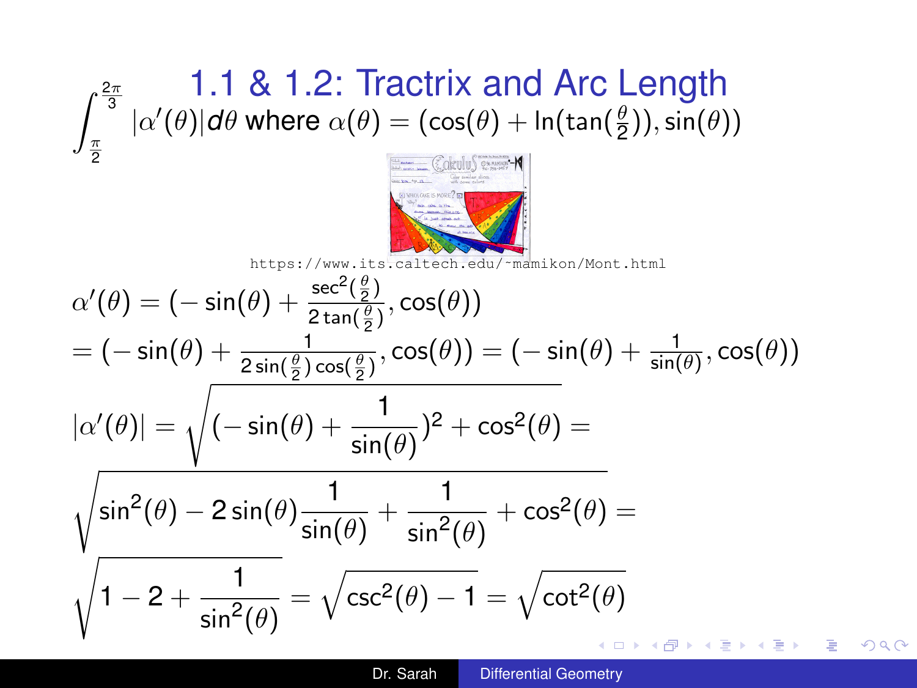# 1.1 & 1.2: Tractrix and Arc Length

$$\int_{\frac{\pi}{2}}^{\frac{2\pi}{3}} |\alpha'(\theta)| d\theta \text{ where } \alpha(\theta) = (\cos(\theta) + \ln(\tan(\tfrac{\theta}{2})), \sin(\theta))$$

https://www.its.caltech.edu/~mamikon/Mont.html

$$\alpha'(\theta) = (-\sin(\theta) + \frac{\sec^2(\frac{\theta}{2})}{2\tan(\frac{\theta}{2})}, \cos(\theta))$$

$$= (-\sin(\theta) + \frac{1}{2\sin(\frac{\theta}{2})\cos(\frac{\theta}{2})}, \cos(\theta)) = (-\sin(\theta) + \frac{1}{\sin(\theta)}, \cos(\theta))$$

$$|\alpha'(\theta)| = \sqrt{(-\sin(\theta) + \frac{1}{\sin(\theta)})^2 + \cos^2(\theta)} =$$

$$\sqrt{\sin^2(\theta) - 2\sin(\theta)\frac{1}{\sin(\theta)} + \frac{1}{\sin^2(\theta)} + \cos^2(\theta)} =$$

$$\sqrt{1 - 2 + \frac{1}{\sin^2(\theta)}} = \sqrt{\csc^2(\theta) - 1} = \sqrt{\cot^2(\theta)}$$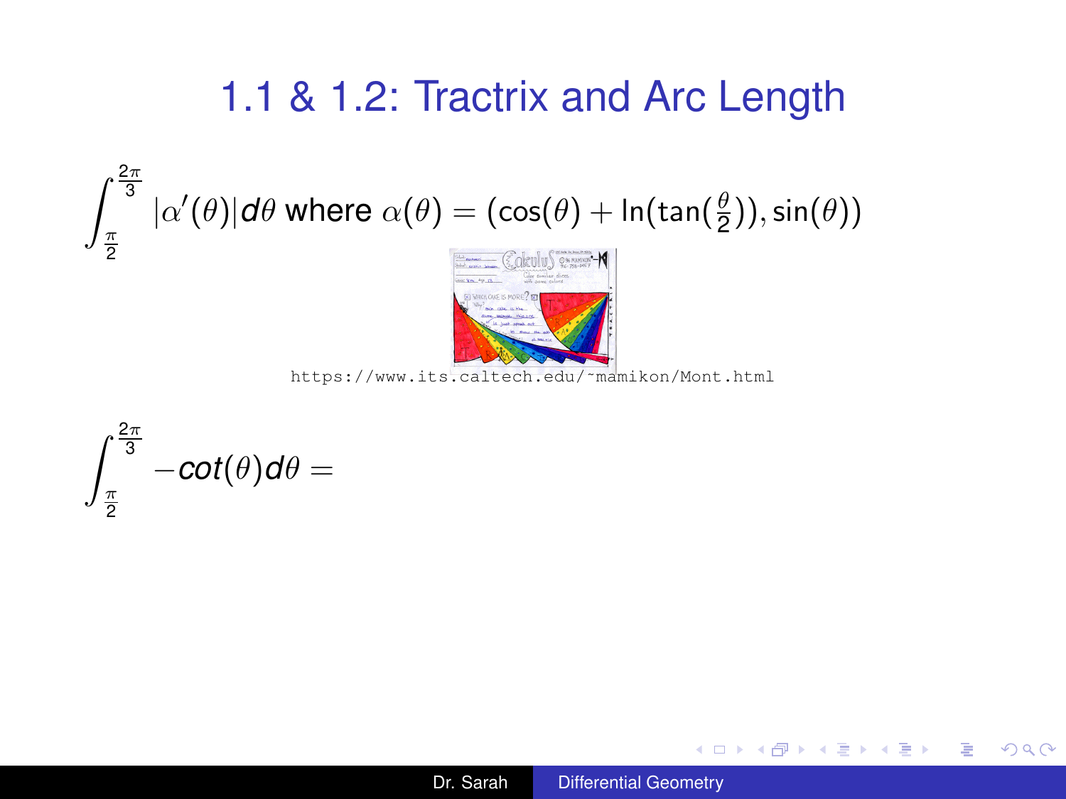# 1.1 & 1.2: Tractrix and Arc Length

$$\int_{\frac{\pi}{2}}^{\frac{2\pi}{3}} |\alpha'(\theta)| d\theta \text{ where } \alpha(\theta) = (\cos(\theta) + \ln(\tan(\tfrac{\theta}{2})), \sin(\theta))$$

https://www.its.caltech.edu/~mamikon/Mont.html

$$\int_{\frac{\pi}{2}}^{\frac{2\pi}{3}} -cot(\theta) d\theta =$$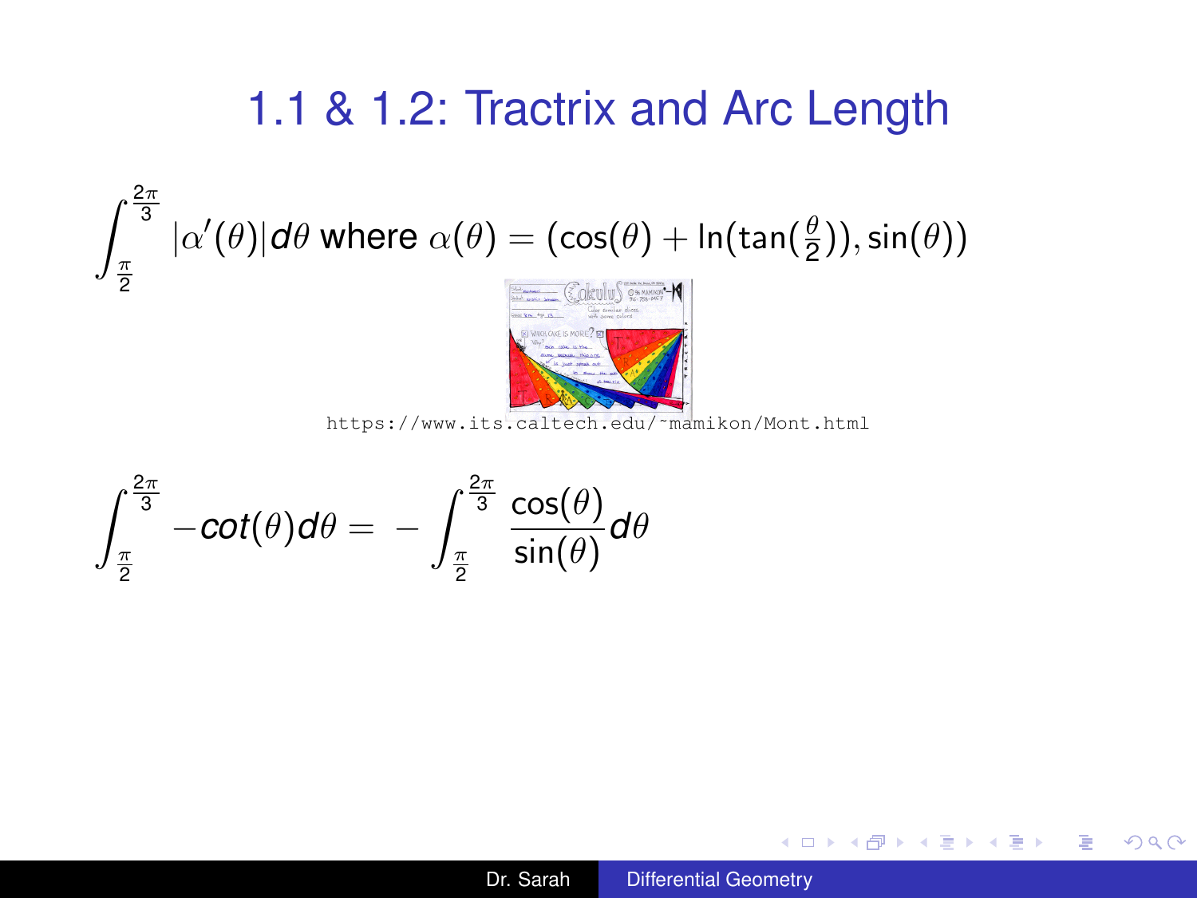# 1.1 & 1.2: Tractrix and Arc Length

$$\int_{\frac{\pi}{2}}^{\frac{2\pi}{3}} |\alpha'(\theta)| d\theta \text{ where } \alpha(\theta) = (\cos(\theta) + \ln(\tan(\tfrac{\theta}{2})), \sin(\theta))$$

https://www.its.caltech.edu/~mamikon/Mont.html

$$\int_{\frac{\pi}{2}}^{\frac{2\pi}{3}} -cot(\theta) d\theta = -\int_{\frac{\pi}{2}}^{\frac{2\pi}{3}} \frac{\cos(\theta)}{\sin(\theta)} d\theta$$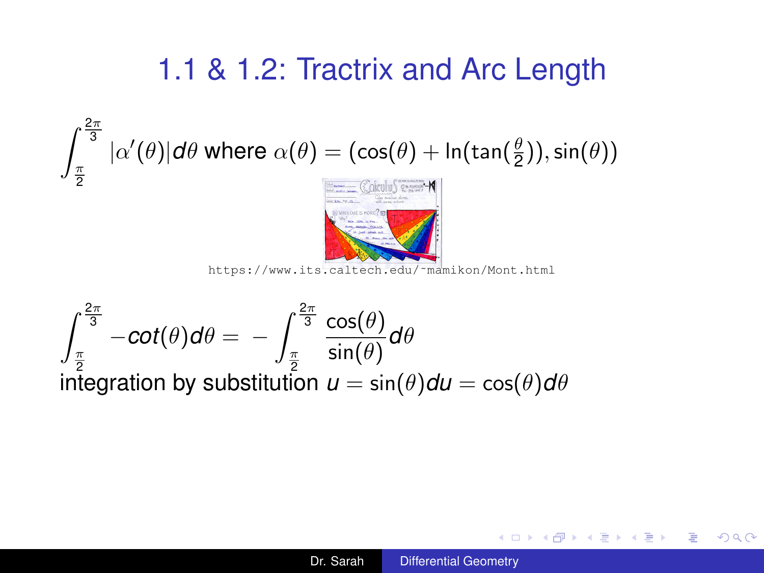# 1.1 & 1.2: Tractrix and Arc Length

$$\int_{\frac{\pi}{2}}^{\frac{2\pi}{3}} |\alpha'(\theta)| d\theta \text{ where } \alpha(\theta) = (\cos(\theta) + \ln(\tan(\tfrac{\theta}{2})), \sin(\theta))$$

https://www.its.caltech.edu/~mamikon/Mont.html

$$\int_{\frac{\pi}{2}}^{\frac{2\pi}{3}} -cot(\theta) d\theta = -\int_{\frac{\pi}{2}}^{\frac{2\pi}{3}} \frac{\cos(\theta)}{\sin(\theta)} d\theta$$

integration by substitution $u = \sin(\theta) du = \cos(\theta) d\theta$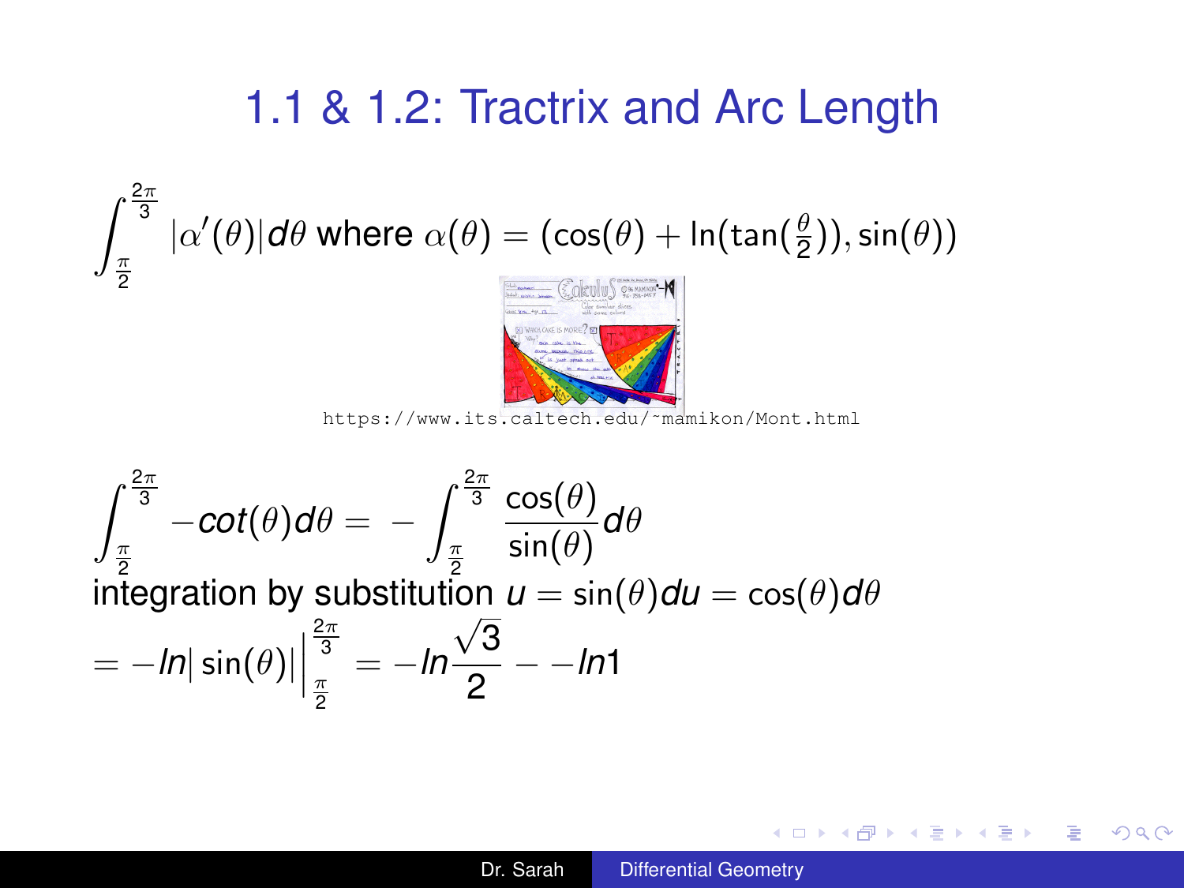# 1.1 & 1.2: Tractrix and Arc Length

$$\int_{\frac{\pi}{2}}^{\frac{2\pi}{3}} |\alpha'(\theta)| d\theta \text{ where } \alpha(\theta) = (\cos(\theta) + \ln(\tan(\tfrac{\theta}{2})), \sin(\theta))$$

https://www.its.caltech.edu/~mamikon/Mont.html

$$\int_{\frac{\pi}{2}}^{\frac{2\pi}{3}} -cot(\theta) d\theta = -\int_{\frac{\pi}{2}}^{\frac{2\pi}{3}} \frac{\cos(\theta)}{\sin(\theta)} d\theta$$

integration by substitution $u = \sin(\theta) du = \cos(\theta) d\theta$

$$= -ln|\sin(\theta)|\Big|_{\frac{\pi}{2}}^{\frac{2\pi}{3}} = -ln\frac{\sqrt{3}}{2} - -ln1$$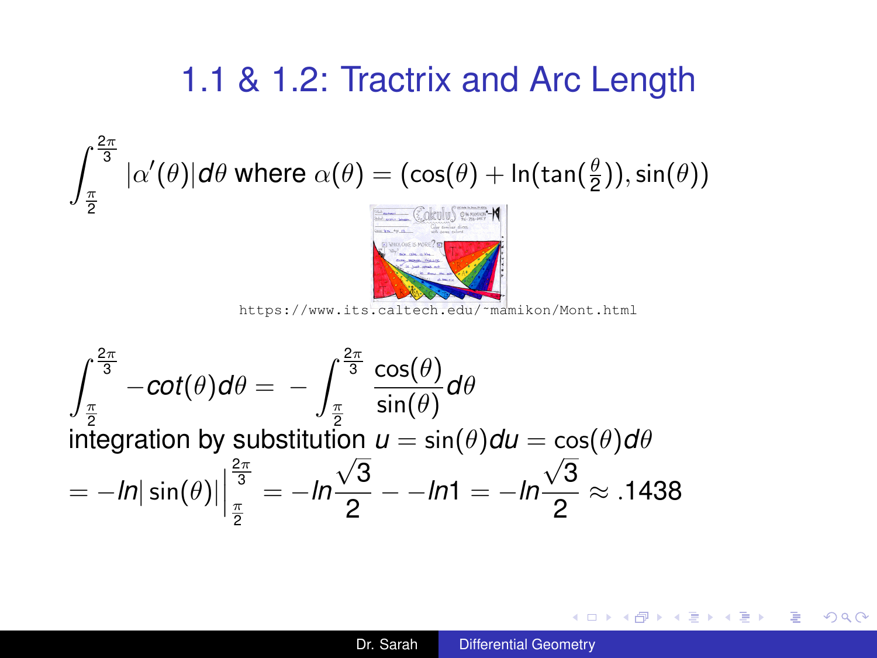# 1.1 & 1.2: Tractrix and Arc Length

$$\int_{\frac{\pi}{2}}^{\frac{2\pi}{3}} |\alpha'(\theta)| d\theta \text{ where } \alpha(\theta) = (\cos(\theta) + \ln(\tan(\tfrac{\theta}{2})), \sin(\theta))$$

https://www.its.caltech.edu/~mamikon/Mont.html

$$\int_{\frac{\pi}{2}}^{\frac{2\pi}{3}} -cot(\theta) d\theta = -\int_{\frac{\pi}{2}}^{\frac{2\pi}{3}} \frac{\cos(\theta)}{\sin(\theta)} d\theta$$

integration by substitution $u = \sin(\theta) du = \cos(\theta) d\theta$

$$= -ln|\sin(\theta)|\Big|_{\frac{\pi}{2}}^{\frac{2\pi}{3}} = -ln\frac{\sqrt{3}}{2} - -ln 1 = -ln\frac{\sqrt{3}}{2} \approx .1438$$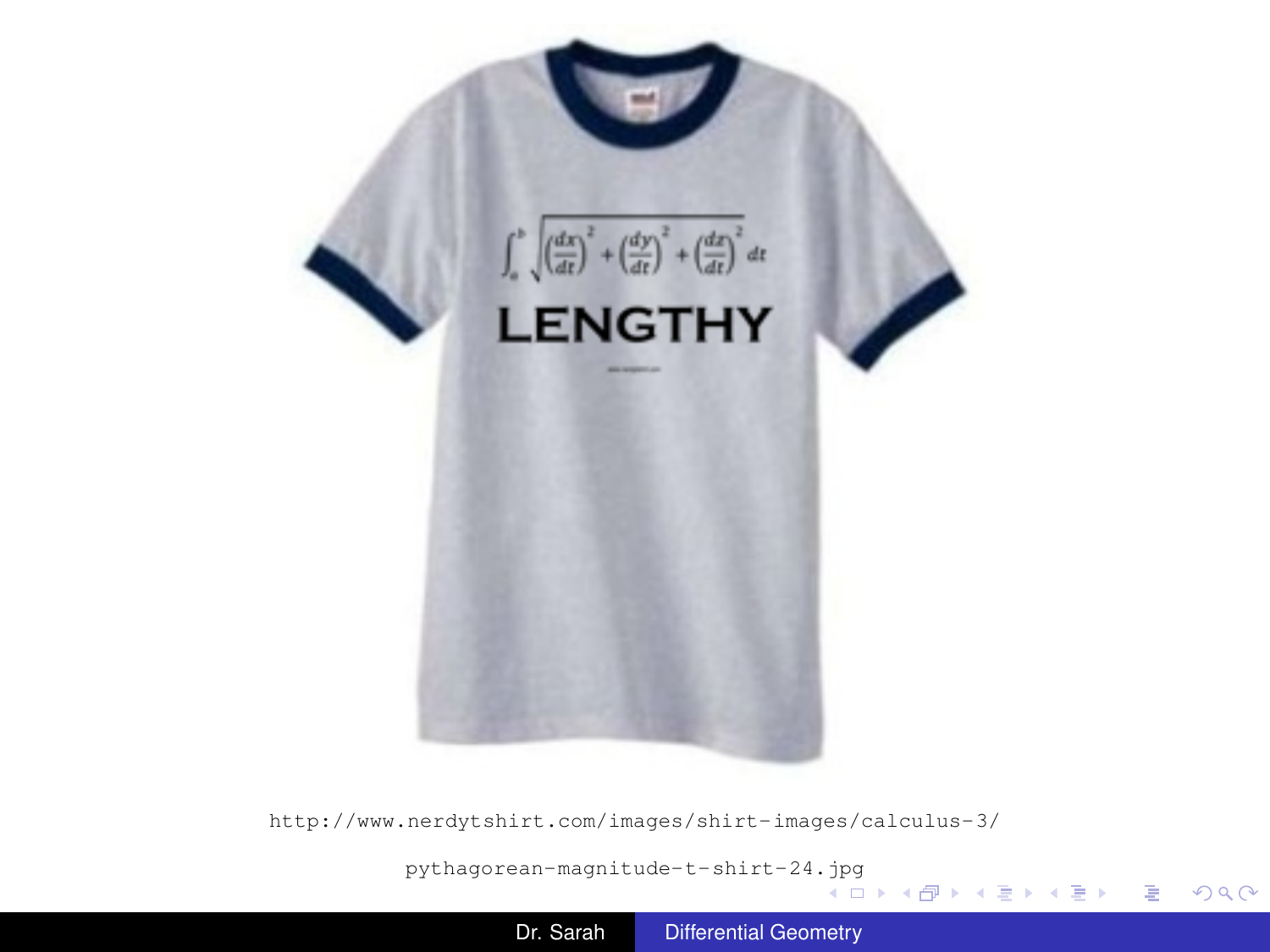$$\int_a^b \sqrt{\left(\frac{dx}{dt}\right)^2 + \left(\frac{dy}{dt}\right)^2 + \left(\frac{dz}{dt}\right)^2}\, dt$$

**LENGTHY**

http://www.nerdytshirt.com/images/shirt-images/calculus-3/

pythagorean-magnitude-t-shirt-24.jpg